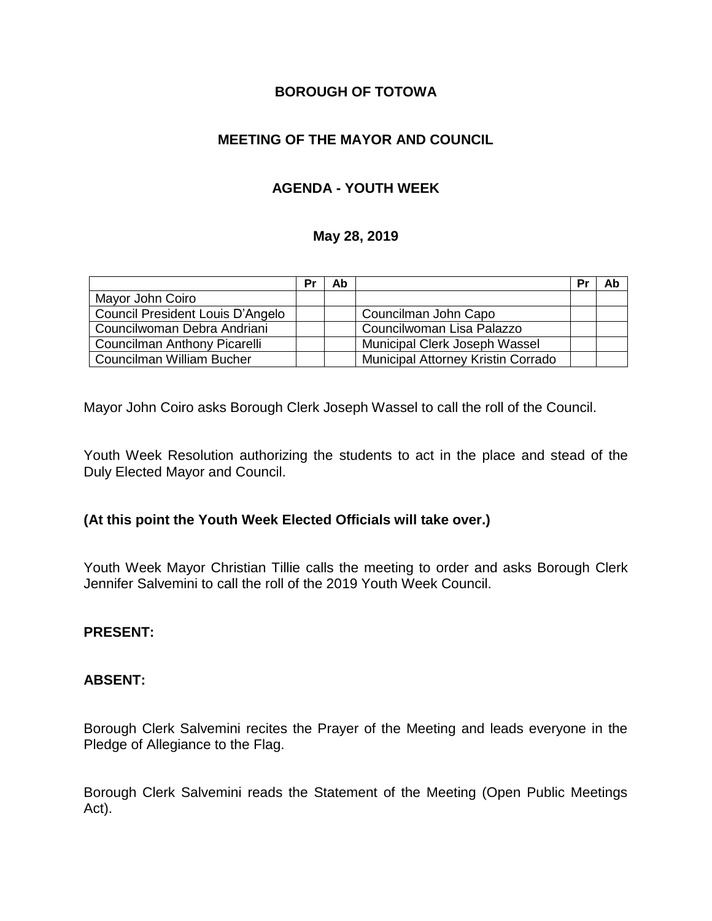**BOROUGH OF TOTOWA**

**MEETING OF THE MAYOR AND COUNCIL**

**AGENDA - YOUTH WEEK**

**May 28, 2019**

| | Pr | Ab | | Pr | Ab |
|---|---|---|---|---|---|
| Mayor John Coiro | | | | | |
| Council President Louis D'Angelo | | | Councilman John Capo | | |
| Councilwoman Debra Andriani | | | Councilwoman Lisa Palazzo | | |
| Councilman Anthony Picarelli | | | Municipal Clerk Joseph Wassel | | |
| Councilman William Bucher | | | Municipal Attorney Kristin Corrado | | |

Mayor John Coiro asks Borough Clerk Joseph Wassel to call the roll of the Council.

Youth Week Resolution authorizing the students to act in the place and stead of the Duly Elected Mayor and Council.

**(At this point the Youth Week Elected Officials will take over.)**

Youth Week Mayor Christian Tillie calls the meeting to order and asks Borough Clerk Jennifer Salvemini to call the roll of the 2019 Youth Week Council.

**PRESENT:**

**ABSENT:**

Borough Clerk Salvemini recites the Prayer of the Meeting and leads everyone in the Pledge of Allegiance to the Flag.

Borough Clerk Salvemini reads the Statement of the Meeting (Open Public Meetings Act).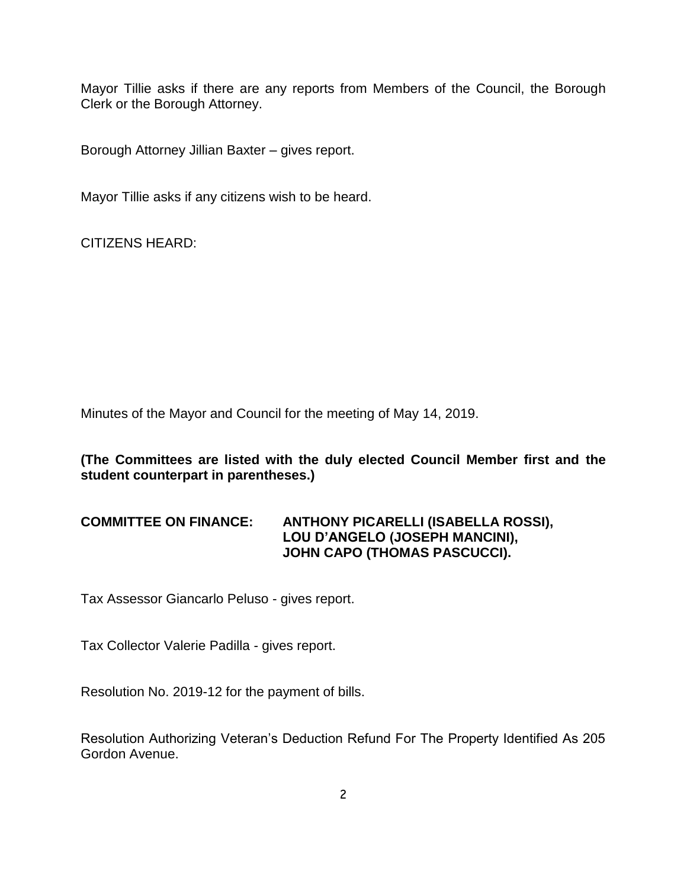Mayor Tillie asks if there are any reports from Members of the Council, the Borough Clerk or the Borough Attorney.

Borough Attorney Jillian Baxter – gives report.

Mayor Tillie asks if any citizens wish to be heard.

CITIZENS HEARD:

Minutes of the Mayor and Council for the meeting of May 14, 2019.

**(The Committees are listed with the duly elected Council Member first and the student counterpart in parentheses.)**

**COMMITTEE ON FINANCE: ANTHONY PICARELLI (ISABELLA ROSSI), LOU D'ANGELO (JOSEPH MANCINI), JOHN CAPO (THOMAS PASCUCCI).**

Tax Assessor Giancarlo Peluso - gives report.

Tax Collector Valerie Padilla - gives report.

Resolution No. 2019-12 for the payment of bills.

Resolution Authorizing Veteran's Deduction Refund For The Property Identified As 205 Gordon Avenue.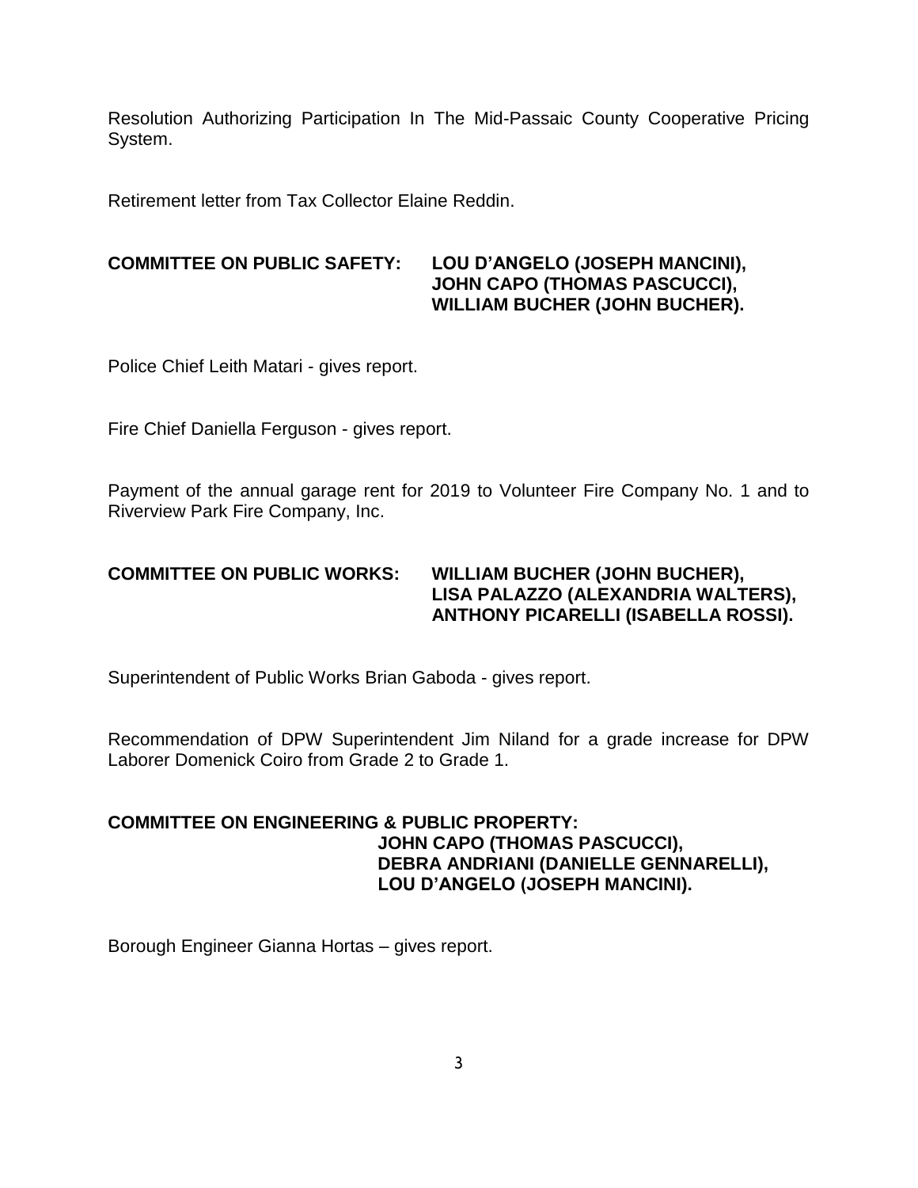Resolution Authorizing Participation In The Mid-Passaic County Cooperative Pricing System.

Retirement letter from Tax Collector Elaine Reddin.

**COMMITTEE ON PUBLIC SAFETY: LOU D'ANGELO (JOSEPH MANCINI), JOHN CAPO (THOMAS PASCUCCI), WILLIAM BUCHER (JOHN BUCHER).**

Police Chief Leith Matari - gives report.

Fire Chief Daniella Ferguson - gives report.

Payment of the annual garage rent for 2019 to Volunteer Fire Company No. 1 and to Riverview Park Fire Company, Inc.

**COMMITTEE ON PUBLIC WORKS: WILLIAM BUCHER (JOHN BUCHER), LISA PALAZZO (ALEXANDRIA WALTERS), ANTHONY PICARELLI (ISABELLA ROSSI).**

Superintendent of Public Works Brian Gaboda - gives report.

Recommendation of DPW Superintendent Jim Niland for a grade increase for DPW Laborer Domenick Coiro from Grade 2 to Grade 1.

**COMMITTEE ON ENGINEERING & PUBLIC PROPERTY: JOHN CAPO (THOMAS PASCUCCI), DEBRA ANDRIANI (DANIELLE GENNARELLI), LOU D'ANGELO (JOSEPH MANCINI).**

Borough Engineer Gianna Hortas – gives report.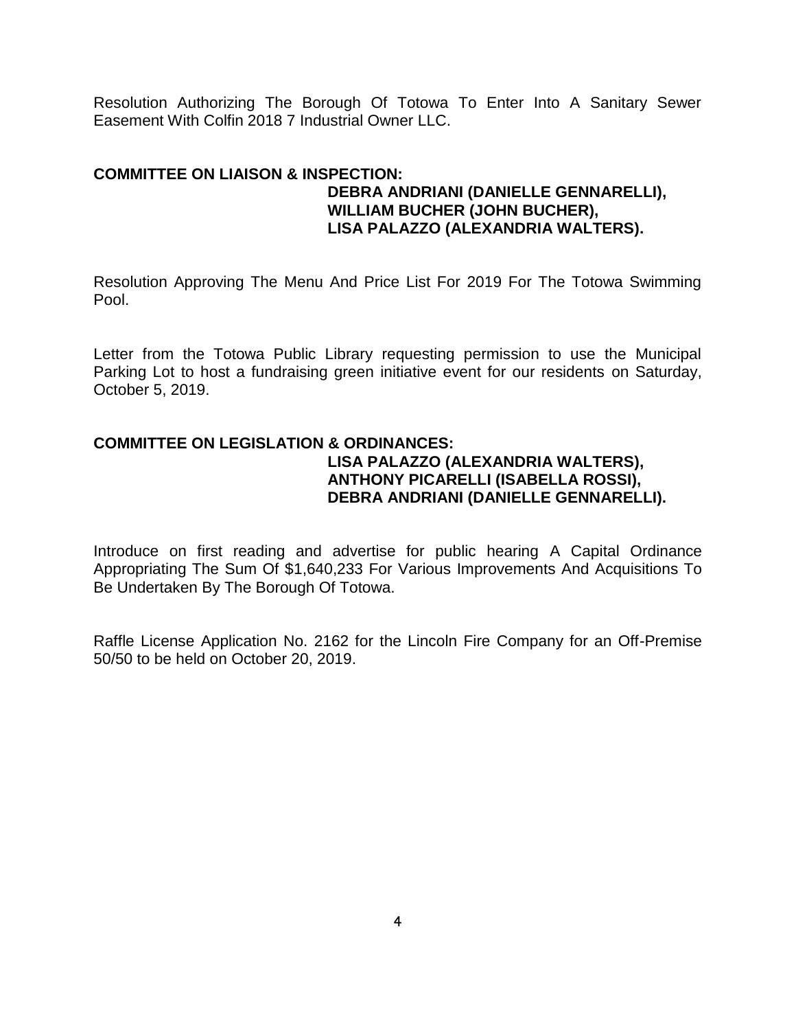Resolution Authorizing The Borough Of Totowa To Enter Into A Sanitary Sewer Easement With Colfin 2018 7 Industrial Owner LLC.

**COMMITTEE ON LIAISON & INSPECTION:**
**DEBRA ANDRIANI (DANIELLE GENNARELLI),**
**WILLIAM BUCHER (JOHN BUCHER),**
**LISA PALAZZO (ALEXANDRIA WALTERS).**

Resolution Approving The Menu And Price List For 2019 For The Totowa Swimming Pool.

Letter from the Totowa Public Library requesting permission to use the Municipal Parking Lot to host a fundraising green initiative event for our residents on Saturday, October 5, 2019.

**COMMITTEE ON LEGISLATION & ORDINANCES:**
**LISA PALAZZO (ALEXANDRIA WALTERS),**
**ANTHONY PICARELLI (ISABELLA ROSSI),**
**DEBRA ANDRIANI (DANIELLE GENNARELLI).**

Introduce on first reading and advertise for public hearing A Capital Ordinance Appropriating The Sum Of $1,640,233 For Various Improvements And Acquisitions To Be Undertaken By The Borough Of Totowa.

Raffle License Application No. 2162 for the Lincoln Fire Company for an Off-Premise 50/50 to be held on October 20, 2019.